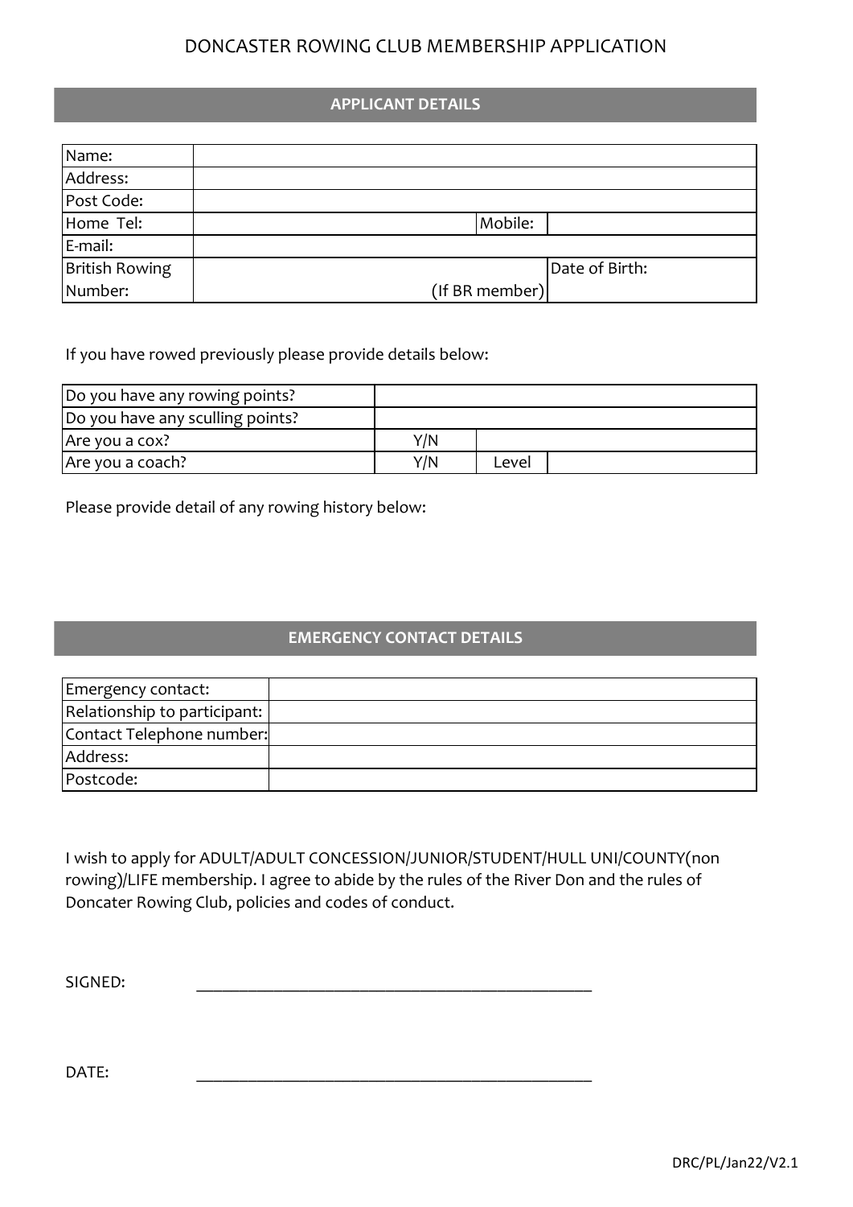# DONCASTER ROWING CLUB MEMBERSHIP APPLICATION

## APPLICANT DETAILS

| Name: | | | |
|---|---|---|---|
| Address: | | | |
| Post Code: | | | |
| Home Tel: | | Mobile: | |
| E-mail: | | | |
| British Rowing Number: | (If BR member) | Date of Birth: | |

If you have rowed previously please provide details below:

| Do you have any rowing points? | | | |
|---|---|---|---|
| Do you have any sculling points? | | | |
| Are you a cox? | Y/N | | |
| Are you a coach? | Y/N | Level | |

Please provide detail of any rowing history below:

## EMERGENCY CONTACT DETAILS

| Emergency contact: | |
|---|---|
| Relationship to participant: | |
| Contact Telephone number: | |
| Address: | |
| Postcode: | |

I wish to apply for ADULT/ADULT CONCESSION/JUNIOR/STUDENT/HULL UNI/COUNTY(non rowing)/LIFE membership. I agree to abide by the rules of the River Don and the rules of Doncater Rowing Club, policies and codes of conduct.

SIGNED: _______________________________________________

DATE: _______________________________________________

DRC/PL/Jan22/V2.1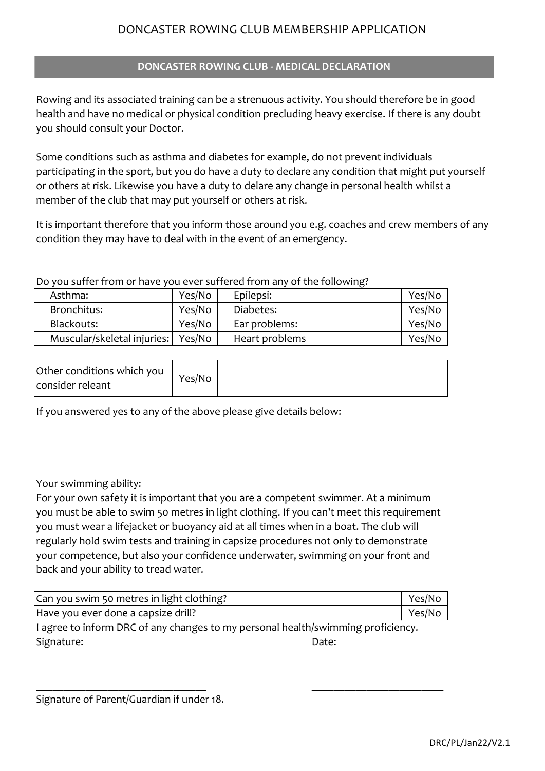# DONCASTER ROWING CLUB MEMBERSHIP APPLICATION

## DONCASTER ROWING CLUB - MEDICAL DECLARATION

Rowing and its associated training can be a strenuous activity. You should therefore be in good health and have no medical or physical condition precluding heavy exercise. If there is any doubt you should consult your Doctor.

Some conditions such as asthma and diabetes for example, do not prevent individuals participating in the sport, but you do have a duty to declare any condition that might put yourself or others at risk. Likewise you have a duty to delare any change in personal health whilst a member of the club that may put yourself or others at risk.

It is important therefore that you inform those around you e.g. coaches and crew members of any condition they may have to deal with in the event of an emergency.

Do you suffer from or have you ever suffered from any of the following?

| | | | |
|---|---|---|---|
| Asthma: | Yes/No | Epilepsi: | Yes/No |
| Bronchitus: | Yes/No | Diabetes: | Yes/No |
| Blackouts: | Yes/No | Ear problems: | Yes/No |
| Muscular/skeletal injuries: | Yes/No | Heart problems | Yes/No |

| | | |
|---|---|---|
| Other conditions which you consider releant | Yes/No | |

If you answered yes to any of the above please give details below:

Your swimming ability:
For your own safety it is important that you are a competent swimmer. At a minimum you must be able to swim 50 metres in light clothing. If you can't meet this requirement you must wear a lifejacket or buoyancy aid at all times when in a boat. The club will regularly hold swim tests and training in capsize procedures not only to demonstrate your competence, but also your confidence underwater, swimming on your front and back and your ability to tread water.

| | |
|---|---|
| Can you swim 50 metres in light clothing? | Yes/No |
| Have you ever done a capsize drill? | Yes/No |

I agree to inform DRC of any changes to my personal health/swimming proficiency.

Signature: Date:

_________________________________ _________________________

Signature of Parent/Guardian if under 18.

DRC/PL/Jan22/V2.1